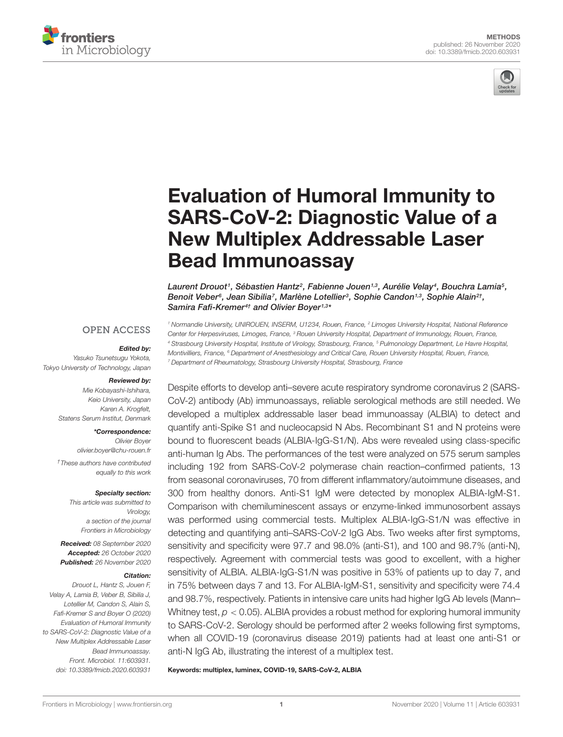METHODS
published: 26 November 2020
doi: 10.3389/fmicb.2020.603931

# Evaluation of Humoral Immunity to SARS-CoV-2: Diagnostic Value of a New Multiplex Addressable Laser Bead Immunoassay

*Laurent Drouot[1], Sébastien Hantz[2], Fabienne Jouen[1,3], Aurélie Velay[4], Bouchra Lamia[5], Benoit Veber[6], Jean Sibilia[7], Marlène Lotellier[3], Sophie Candon[1,3], Sophie Alain[2†], Samira Fafi-Kremer[4†] and Olivier Boyer[1,3*]*

[1] Normandie University, UNIROUEN, INSERM, U1234, Rouen, France, [2] Limoges University Hospital, National Reference Center for Herpesviruses, Limoges, France, [3] Rouen University Hospital, Department of Immunology, Rouen, France, [4] Strasbourg University Hospital, Institute of Virology, Strasbourg, France, [5] Pulmonology Department, Le Havre Hospital, Montivilliers, France, [6] Department of Anesthesiology and Critical Care, Rouen University Hospital, Rouen, France, [7] Department of Rheumatology, Strasbourg University Hospital, Strasbourg, France

OPEN ACCESS

***Edited by:***
Yasuko Tsunetsugu Yokota, Tokyo University of Technology, Japan

***Reviewed by:***
Mie Kobayashi-Ishihara, Keio University, Japan
Karen A. Krogfelt, Statens Serum Institut, Denmark

***\*Correspondence:***
Olivier Boyer
olivier.boyer@chu-rouen.fr

*† These authors have contributed equally to this work*

***Specialty section:***
This article was submitted to Virology, a section of the journal Frontiers in Microbiology

***Received:*** 08 September 2020
***Accepted:*** 26 October 2020
***Published:*** 26 November 2020

***Citation:***
Drouot L, Hantz S, Jouen F, Velay A, Lamia B, Veber B, Sibilia J, Lotellier M, Candon S, Alain S, Fafi-Kremer S and Boyer O (2020) Evaluation of Humoral Immunity to SARS-CoV-2: Diagnostic Value of a New Multiplex Addressable Laser Bead Immunoassay. Front. Microbiol. 11:603931. doi: 10.3389/fmicb.2020.603931

Despite efforts to develop anti–severe acute respiratory syndrome coronavirus 2 (SARS-CoV-2) antibody (Ab) immunoassays, reliable serological methods are still needed. We developed a multiplex addressable laser bead immunoassay (ALBIA) to detect and quantify anti-Spike S1 and nucleocapsid N Abs. Recombinant S1 and N proteins were bound to fluorescent beads (ALBIA-IgG-S1/N). Abs were revealed using class-specific anti-human Ig Abs. The performances of the test were analyzed on 575 serum samples including 192 from SARS-CoV-2 polymerase chain reaction–confirmed patients, 13 from seasonal coronaviruses, 70 from different inflammatory/autoimmune diseases, and 300 from healthy donors. Anti-S1 IgM were detected by monoplex ALBIA-IgM-S1. Comparison with chemiluminescent assays or enzyme-linked immunosorbent assays was performed using commercial tests. Multiplex ALBIA-IgG-S1/N was effective in detecting and quantifying anti–SARS-CoV-2 IgG Abs. Two weeks after first symptoms, sensitivity and specificity were 97.7 and 98.0% (anti-S1), and 100 and 98.7% (anti-N), respectively. Agreement with commercial tests was good to excellent, with a higher sensitivity of ALBIA. ALBIA-IgG-S1/N was positive in 53% of patients up to day 7, and in 75% between days 7 and 13. For ALBIA-IgM-S1, sensitivity and specificity were 74.4 and 98.7%, respectively. Patients in intensive care units had higher IgG Ab levels (Mann–Whitney test, $p < 0.05$). ALBIA provides a robust method for exploring humoral immunity to SARS-CoV-2. Serology should be performed after 2 weeks following first symptoms, when all COVID-19 (coronavirus disease 2019) patients had at least one anti-S1 or anti-N IgG Ab, illustrating the interest of a multiplex test.

**Keywords: multiplex, luminex, COVID-19, SARS-CoV-2, ALBIA**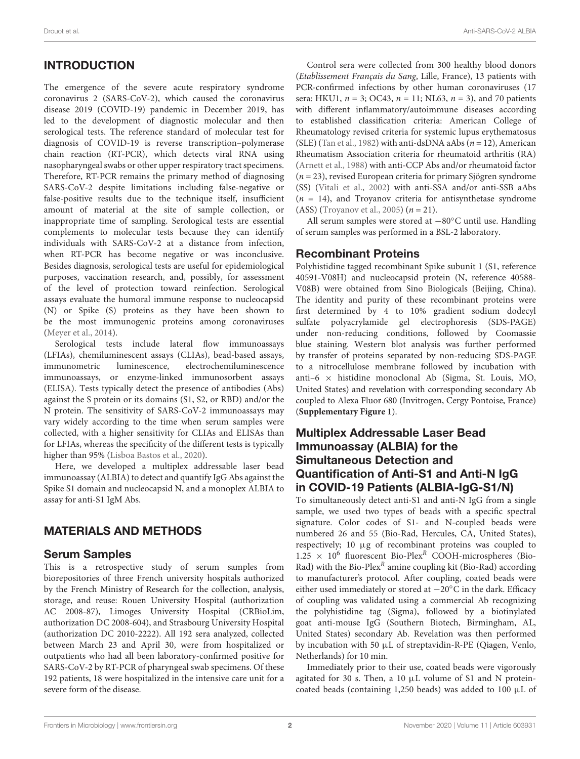## INTRODUCTION

The emergence of the severe acute respiratory syndrome coronavirus 2 (SARS-CoV-2), which caused the coronavirus disease 2019 (COVID-19) pandemic in December 2019, has led to the development of diagnostic molecular and then serological tests. The reference standard of molecular test for diagnosis of COVID-19 is reverse transcription–polymerase chain reaction (RT-PCR), which detects viral RNA using nasopharyngeal swabs or other upper respiratory tract specimens. Therefore, RT-PCR remains the primary method of diagnosing SARS-CoV-2 despite limitations including false-negative or false-positive results due to the technique itself, insufficient amount of material at the site of sample collection, or inappropriate time of sampling. Serological tests are essential complements to molecular tests because they can identify individuals with SARS-CoV-2 at a distance from infection, when RT-PCR has become negative or was inconclusive. Besides diagnosis, serological tests are useful for epidemiological purposes, vaccination research, and, possibly, for assessment of the level of protection toward reinfection. Serological assays evaluate the humoral immune response to nucleocapsid (N) or Spike (S) proteins as they have been shown to be the most immunogenic proteins among coronaviruses (Meyer et al., 2014).

Serological tests include lateral flow immunoassays (LFIAs), chemiluminescent assays (CLIAs), bead-based assays, immunometric luminescence, electrochemiluminescence immunoassays, or enzyme-linked immunosorbent assays (ELISA). Tests typically detect the presence of antibodies (Abs) against the S protein or its domains (S1, S2, or RBD) and/or the N protein. The sensitivity of SARS-CoV-2 immunoassays may vary widely according to the time when serum samples were collected, with a higher sensitivity for CLIAs and ELISAs than for LFIAs, whereas the specificity of the different tests is typically higher than 95% (Lisboa Bastos et al., 2020).

Here, we developed a multiplex addressable laser bead immunoassay (ALBIA) to detect and quantify IgG Abs against the Spike S1 domain and nucleocapsid N, and a monoplex ALBIA to assay for anti-S1 IgM Abs.

## MATERIALS AND METHODS

### Serum Samples

This is a retrospective study of serum samples from biorepositories of three French university hospitals authorized by the French Ministry of Research for the collection, analysis, storage, and reuse: Rouen University Hospital (authorization AC 2008-87), Limoges University Hospital (CRBioLim, authorization DC 2008-604), and Strasbourg University Hospital (authorization DC 2010-2222). All 192 sera analyzed, collected between March 23 and April 30, were from hospitalized or outpatients who had all been laboratory-confirmed positive for SARS-CoV-2 by RT-PCR of pharyngeal swab specimens. Of these 192 patients, 18 were hospitalized in the intensive care unit for a severe form of the disease.

Control sera were collected from 300 healthy blood donors (*Etablissement Français du Sang*, Lille, France), 13 patients with PCR-confirmed infections by other human coronaviruses (17 sera: HKU1, $n = 3$; OC43, $n = 11$; NL63, $n = 3$), and 70 patients with different inflammatory/autoimmune diseases according to established classification criteria: American College of Rheumatology revised criteria for systemic lupus erythematosus (SLE) (Tan et al., 1982) with anti-dsDNA aAbs ($n = 12$), American Rheumatism Association criteria for rheumatoid arthritis (RA) (Arnett et al., 1988) with anti-CCP Abs and/or rheumatoid factor ($n = 23$), revised European criteria for primary Sjögren syndrome (SS) (Vitali et al., 2002) with anti-SSA and/or anti-SSB aAbs ($n = 14$), and Troyanov criteria for antisynthetase syndrome (ASS) (Troyanov et al., 2005) ($n = 21$).

All serum samples were stored at −80°C until use. Handling of serum samples was performed in a BSL-2 laboratory.

### Recombinant Proteins

Polyhistidine tagged recombinant Spike subunit 1 (S1, reference 40591-V08H) and nucleocapsid protein (N, reference 40588-V08B) were obtained from Sino Biologicals (Beijing, China). The identity and purity of these recombinant proteins were first determined by 4 to 10% gradient sodium dodecyl sulfate polyacrylamide gel electrophoresis (SDS-PAGE) under non-reducing conditions, followed by Coomassie blue staining. Western blot analysis was further performed by transfer of proteins separated by non-reducing SDS-PAGE to a nitrocellulose membrane followed by incubation with anti–6 × histidine monoclonal Ab (Sigma, St. Louis, MO, United States) and revelation with corresponding secondary Ab coupled to Alexa Fluor 680 (Invitrogen, Cergy Pontoise, France) (**Supplementary Figure 1**).

### Multiplex Addressable Laser Bead Immunoassay (ALBIA) for the Simultaneous Detection and Quantification of Anti-S1 and Anti-N IgG in COVID-19 Patients (ALBIA-IgG-S1/N)

To simultaneously detect anti-S1 and anti-N IgG from a single sample, we used two types of beads with a specific spectral signature. Color codes of S1- and N-coupled beads were numbered 26 and 55 (Bio-Rad, Hercules, CA, United States), respectively; 10 μg of recombinant proteins was coupled to $1.25 \times 10^6$ fluorescent Bio-Plex$^R$ COOH-microspheres (Bio-Rad) with the Bio-Plex$^R$ amine coupling kit (Bio-Rad) according to manufacturer's protocol. After coupling, coated beads were either used immediately or stored at −20°C in the dark. Efficacy of coupling was validated using a commercial Ab recognizing the polyhistidine tag (Sigma), followed by a biotinylated goat anti-mouse IgG (Southern Biotech, Birmingham, AL, United States) secondary Ab. Revelation was then performed by incubation with 50 μL of streptavidin-R-PE (Qiagen, Venlo, Netherlands) for 10 min.

Immediately prior to their use, coated beads were vigorously agitated for 30 s. Then, a 10 μL volume of S1 and N protein-coated beads (containing 1,250 beads) was added to 100 μL of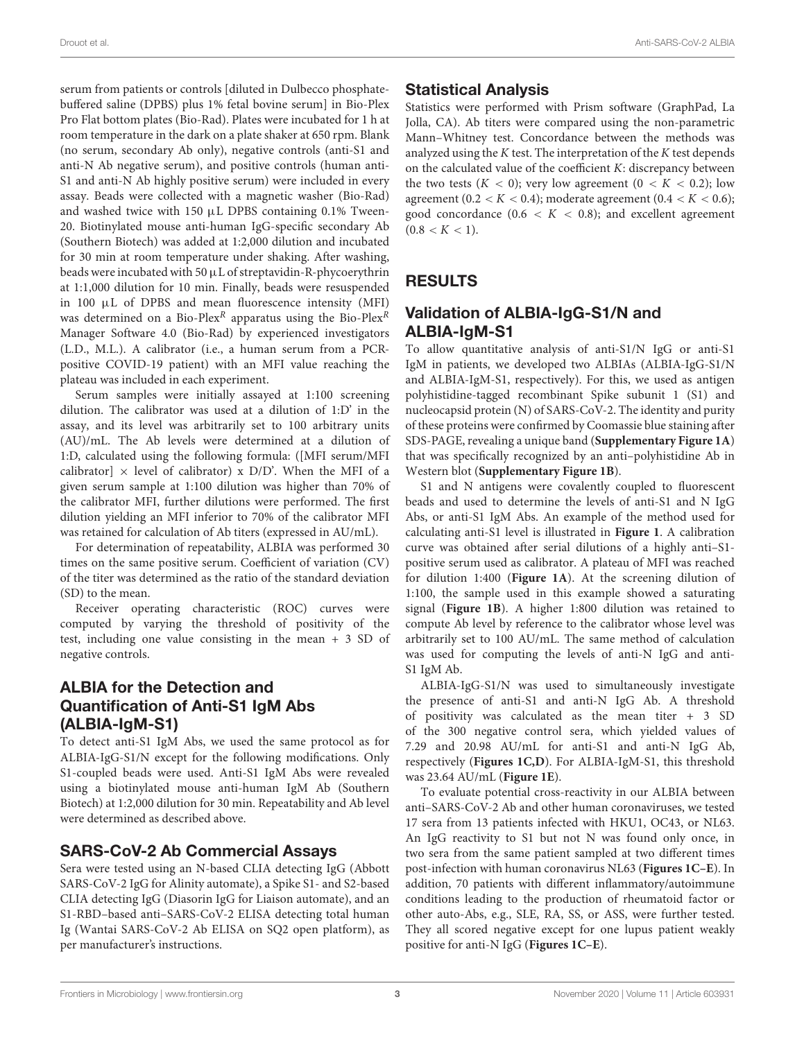serum from patients or controls [diluted in Dulbecco phosphate-buffered saline (DPBS) plus 1% fetal bovine serum] in Bio-Plex Pro Flat bottom plates (Bio-Rad). Plates were incubated for 1 h at room temperature in the dark on a plate shaker at 650 rpm. Blank (no serum, secondary Ab only), negative controls (anti-S1 and anti-N Ab negative serum), and positive controls (human anti-S1 and anti-N Ab highly positive serum) were included in every assay. Beads were collected with a magnetic washer (Bio-Rad) and washed twice with 150 μL DPBS containing 0.1% Tween-20. Biotinylated mouse anti-human IgG-specific secondary Ab (Southern Biotech) was added at 1:2,000 dilution and incubated for 30 min at room temperature under shaking. After washing, beads were incubated with 50 μL of streptavidin-R-phycoerythrin at 1:1,000 dilution for 10 min. Finally, beads were resuspended in 100 μL of DPBS and mean fluorescence intensity (MFI) was determined on a Bio-Plex$^R$ apparatus using the Bio-Plex$^R$ Manager Software 4.0 (Bio-Rad) by experienced investigators (L.D., M.L.). A calibrator (i.e., a human serum from a PCR-positive COVID-19 patient) with an MFI value reaching the plateau was included in each experiment.

Serum samples were initially assayed at 1:100 screening dilution. The calibrator was used at a dilution of 1:D' in the assay, and its level was arbitrarily set to 100 arbitrary units (AU)/mL. The Ab levels were determined at a dilution of 1:D, calculated using the following formula: ([MFI serum/MFI calibrator] × level of calibrator) x D/D'. When the MFI of a given serum sample at 1:100 dilution was higher than 70% of the calibrator MFI, further dilutions were performed. The first dilution yielding an MFI inferior to 70% of the calibrator MFI was retained for calculation of Ab titers (expressed in AU/mL).

For determination of repeatability, ALBIA was performed 30 times on the same positive serum. Coefficient of variation (CV) of the titer was determined as the ratio of the standard deviation (SD) to the mean.

Receiver operating characteristic (ROC) curves were computed by varying the threshold of positivity of the test, including one value consisting in the mean + 3 SD of negative controls.

## ALBIA for the Detection and Quantification of Anti-S1 IgM Abs (ALBIA-IgM-S1)

To detect anti-S1 IgM Abs, we used the same protocol as for ALBIA-IgG-S1/N except for the following modifications. Only S1-coupled beads were used. Anti-S1 IgM Abs were revealed using a biotinylated mouse anti-human IgM Ab (Southern Biotech) at 1:2,000 dilution for 30 min. Repeatability and Ab level were determined as described above.

## SARS-CoV-2 Ab Commercial Assays

Sera were tested using an N-based CLIA detecting IgG (Abbott SARS-CoV-2 IgG for Alinity automate), a Spike S1- and S2-based CLIA detecting IgG (Diasorin IgG for Liaison automate), and an S1-RBD–based anti–SARS-CoV-2 ELISA detecting total human Ig (Wantai SARS-CoV-2 Ab ELISA on SQ2 open platform), as per manufacturer's instructions.

## Statistical Analysis

Statistics were performed with Prism software (GraphPad, La Jolla, CA). Ab titers were compared using the non-parametric Mann–Whitney test. Concordance between the methods was analyzed using the *K* test. The interpretation of the *K* test depends on the calculated value of the coefficient *K*: discrepancy between the two tests ($K < 0$); very low agreement ($0 < K < 0.2$); low agreement ($0.2 < K < 0.4$); moderate agreement ($0.4 < K < 0.6$); good concordance ($0.6 < K < 0.8$); and excellent agreement ($0.8 < K < 1$).

# RESULTS

## Validation of ALBIA-IgG-S1/N and ALBIA-IgM-S1

To allow quantitative analysis of anti-S1/N IgG or anti-S1 IgM in patients, we developed two ALBIAs (ALBIA-IgG-S1/N and ALBIA-IgM-S1, respectively). For this, we used as antigen polyhistidine-tagged recombinant Spike subunit 1 (S1) and nucleocapsid protein (N) of SARS-CoV-2. The identity and purity of these proteins were confirmed by Coomassie blue staining after SDS-PAGE, revealing a unique band (**Supplementary Figure 1A**) that was specifically recognized by an anti–polyhistidine Ab in Western blot (**Supplementary Figure 1B**).

S1 and N antigens were covalently coupled to fluorescent beads and used to determine the levels of anti-S1 and N IgG Abs, or anti-S1 IgM Abs. An example of the method used for calculating anti-S1 level is illustrated in **Figure 1**. A calibration curve was obtained after serial dilutions of a highly anti–S1-positive serum used as calibrator. A plateau of MFI was reached for dilution 1:400 (**Figure 1A**). At the screening dilution of 1:100, the sample used in this example showed a saturating signal (**Figure 1B**). A higher 1:800 dilution was retained to compute Ab level by reference to the calibrator whose level was arbitrarily set to 100 AU/mL. The same method of calculation was used for computing the levels of anti-N IgG and anti-S1 IgM Ab.

ALBIA-IgG-S1/N was used to simultaneously investigate the presence of anti-S1 and anti-N IgG Ab. A threshold of positivity was calculated as the mean titer + 3 SD of the 300 negative control sera, which yielded values of 7.29 and 20.98 AU/mL for anti-S1 and anti-N IgG Ab, respectively (**Figures 1C,D**). For ALBIA-IgM-S1, this threshold was 23.64 AU/mL (**Figure 1E**).

To evaluate potential cross-reactivity in our ALBIA between anti–SARS-CoV-2 Ab and other human coronaviruses, we tested 17 sera from 13 patients infected with HKU1, OC43, or NL63. An IgG reactivity to S1 but not N was found only once, in two sera from the same patient sampled at two different times post-infection with human coronavirus NL63 (**Figures 1C–E**). In addition, 70 patients with different inflammatory/autoimmune conditions leading to the production of rheumatoid factor or other auto-Abs, e.g., SLE, RA, SS, or ASS, were further tested. They all scored negative except for one lupus patient weakly positive for anti-N IgG (**Figures 1C–E**).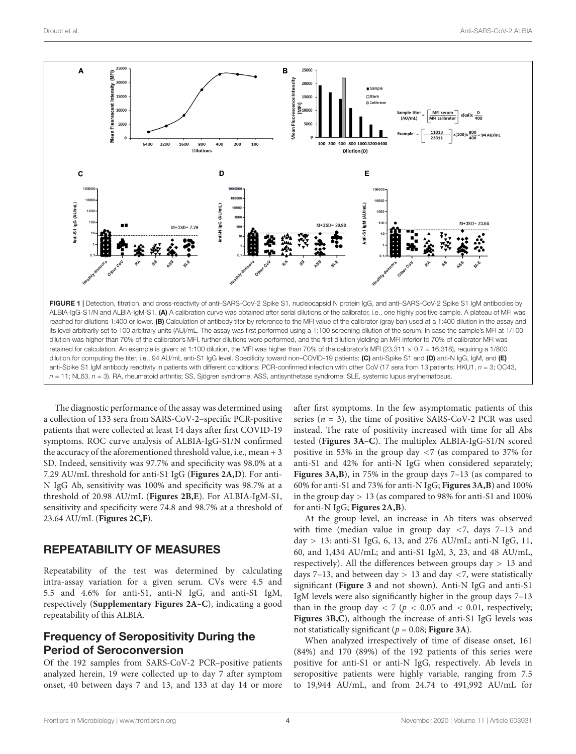FIGURE 1 | Detection, titration, and cross-reactivity of anti–SARS-CoV-2 Spike S1, nucleocapsid N protein IgG, and anti–SARS-CoV-2 Spike S1 IgM antibodies by ALBIA-IgG-S1/N and ALBIA-IgM-S1. **(A)** A calibration curve was obtained after serial dilutions of the calibrator, i.e., one highly positive sample. A plateau of MFI was reached for dilutions 1:400 or lower. **(B)** Calculation of antibody titer by reference to the MFI value of the calibrator (gray bar) used at a 1:400 dilution in the assay and its level arbitrarily set to 100 arbitrary units (AU)/mL. The assay was first performed using a 1:100 screening dilution of the serum. In case the sample's MFI at 1/100 dilution was higher than 70% of the calibrator's MFI, further dilutions were performed, and the first dilution yielding an MFI inferior to 70% of calibrator MFI was retained for calculation. An example is given: at 1:100 dilution, the MFI was higher than 70% of the calibrator's MFI (23,311 × 0.7 = 16,318), requiring a 1/800 dilution for computing the titer, i.e., 94 AU/mL anti-S1 IgG level. Specificity toward non–COVID-19 patients: **(C)** anti-Spike S1 and **(D)** anti-N IgG, IgM, and **(E)** anti-Spike S1 IgM antibody reactivity in patients with different conditions: PCR-confirmed infection with other CoV (17 sera from 13 patients; HKU1, $n = 3$; OC43, $n = 11$; NL63, $n = 3$). RA, rheumatoid arthritis; SS, Sjögren syndrome; ASS, antisynthetase syndrome; SLE, systemic lupus erythematosus.

The diagnostic performance of the assay was determined using a collection of 133 sera from SARS-CoV-2–specific PCR-positive patients that were collected at least 14 days after first COVID-19 symptoms. ROC curve analysis of ALBIA-IgG-S1/N confirmed the accuracy of the aforementioned threshold value, i.e., mean + 3 SD. Indeed, sensitivity was 97.7% and specificity was 98.0% at a 7.29 AU/mL threshold for anti-S1 IgG (**Figures 2A,D**). For anti-N IgG Ab, sensitivity was 100% and specificity was 98.7% at a threshold of 20.98 AU/mL (**Figures 2B,E**). For ALBIA-IgM-S1, sensitivity and specificity were 74.8 and 98.7% at a threshold of 23.64 AU/mL (**Figures 2C,F**).

## REPEATABILITY OF MEASURES

Repeatability of the test was determined by calculating intra-assay variation for a given serum. CVs were 4.5 and 5.5 and 4.6% for anti-S1, anti-N IgG, and anti-S1 IgM, respectively (**Supplementary Figures 2A–C**), indicating a good repeatability of this ALBIA.

### Frequency of Seropositivity During the Period of Seroconversion

Of the 192 samples from SARS-CoV-2 PCR–positive patients analyzed herein, 19 were collected up to day 7 after symptom onset, 40 between days 7 and 13, and 133 at day 14 or more after first symptoms. In the few asymptomatic patients of this series ($n = 3$), the time of positive SARS-CoV-2 PCR was used instead. The rate of positivity increased with time for all Abs tested (**Figures 3A–C**). The multiplex ALBIA-IgG-S1/N scored positive in 53% in the group day <7 (as compared to 37% for anti-S1 and 42% for anti-N IgG when considered separately; **Figures 3A,B**), in 75% in the group days 7–13 (as compared to 60% for anti-S1 and 73% for anti-N IgG; **Figures 3A,B**) and 100% in the group day > 13 (as compared to 98% for anti-S1 and 100% for anti-N IgG; **Figures 2A,B**).

At the group level, an increase in Ab titers was observed with time (median value in group day <7, days 7–13 and day > 13: anti-S1 IgG, 6, 13, and 276 AU/mL; anti-N IgG, 11, 60, and 1,434 AU/mL; and anti-S1 IgM, 3, 23, and 48 AU/mL, respectively). All the differences between groups day > 13 and days 7–13, and between day > 13 and day <7, were statistically significant (**Figure 3** and not shown). Anti-N IgG and anti-S1 IgM levels were also significantly higher in the group days 7–13 than in the group day < 7 ($p < 0.05$ and $< 0.01$, respectively; **Figures 3B,C**), although the increase of anti-S1 IgG levels was not statistically significant ($p = 0.08$; **Figure 3A**).

When analyzed irrespectively of time of disease onset, 161 (84%) and 170 (89%) of the 192 patients of this series were positive for anti-S1 or anti-N IgG, respectively. Ab levels in seropositive patients were highly variable, ranging from 7.5 to 19,944 AU/mL, and from 24.74 to 491,992 AU/mL for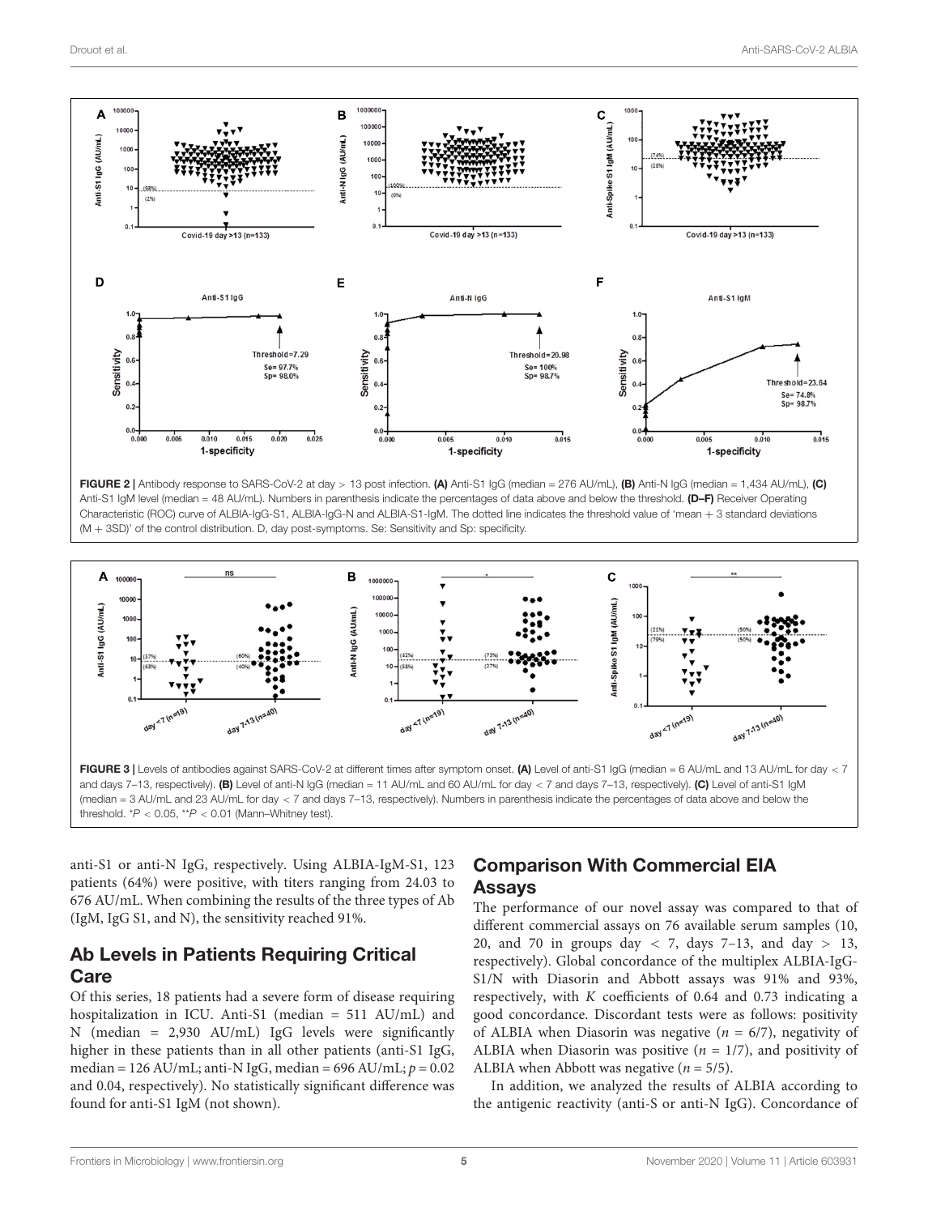FIGURE 2 | Antibody response to SARS-CoV-2 at day > 13 post infection. **(A)** Anti-S1 IgG (median = 276 AU/mL), **(B)** Anti-N IgG (median = 1,434 AU/mL), **(C)** Anti-S1 IgM level (median = 48 AU/mL). Numbers in parenthesis indicate the percentages of data above and below the threshold. **(D–F)** Receiver Operating Characteristic (ROC) curve of ALBIA-IgG-S1, ALBIA-IgG-N and ALBIA-S1-IgM. The dotted line indicates the threshold value of 'mean + 3 standard deviations (M + 3SD)' of the control distribution. D, day post-symptoms. Se: Sensitivity and Sp: specificity.

FIGURE 3 | Levels of antibodies against SARS-CoV-2 at different times after symptom onset. **(A)** Level of anti-S1 IgG (median = 6 AU/mL and 13 AU/mL for day < 7 and days 7–13, respectively). **(B)** Level of anti-N IgG (median = 11 AU/mL and 60 AU/mL for day < 7 and days 7–13, respectively). **(C)** Level of anti-S1 IgM (median = 3 AU/mL and 23 AU/mL for day < 7 and days 7–13, respectively). Numbers in parenthesis indicate the percentages of data above and below the threshold. $^{*}P < 0.05$, $^{**}P < 0.01$ (Mann–Whitney test).

anti-S1 or anti-N IgG, respectively. Using ALBIA-IgM-S1, 123 patients (64%) were positive, with titers ranging from 24.03 to 676 AU/mL. When combining the results of the three types of Ab (IgM, IgG S1, and N), the sensitivity reached 91%.

## Ab Levels in Patients Requiring Critical Care

Of this series, 18 patients had a severe form of disease requiring hospitalization in ICU. Anti-S1 (median = 511 AU/mL) and N (median = 2,930 AU/mL) IgG levels were significantly higher in these patients than in all other patients (anti-S1 IgG, median = 126 AU/mL; anti-N IgG, median = 696 AU/mL; $p = 0.02$ and 0.04, respectively). No statistically significant difference was found for anti-S1 IgM (not shown).

## Comparison With Commercial EIA Assays

The performance of our novel assay was compared to that of different commercial assays on 76 available serum samples (10, 20, and 70 in groups day < 7, days 7–13, and day > 13, respectively). Global concordance of the multiplex ALBIA-IgG-S1/N with Diasorin and Abbott assays was 91% and 93%, respectively, with $K$ coefficients of 0.64 and 0.73 indicating a good concordance. Discordant tests were as follows: positivity of ALBIA when Diasorin was negative ($n = 6/7$), negativity of ALBIA when Diasorin was positive ($n = 1/7$), and positivity of ALBIA when Abbott was negative ($n = 5/5$).

In addition, we analyzed the results of ALBIA according to the antigenic reactivity (anti-S or anti-N IgG). Concordance of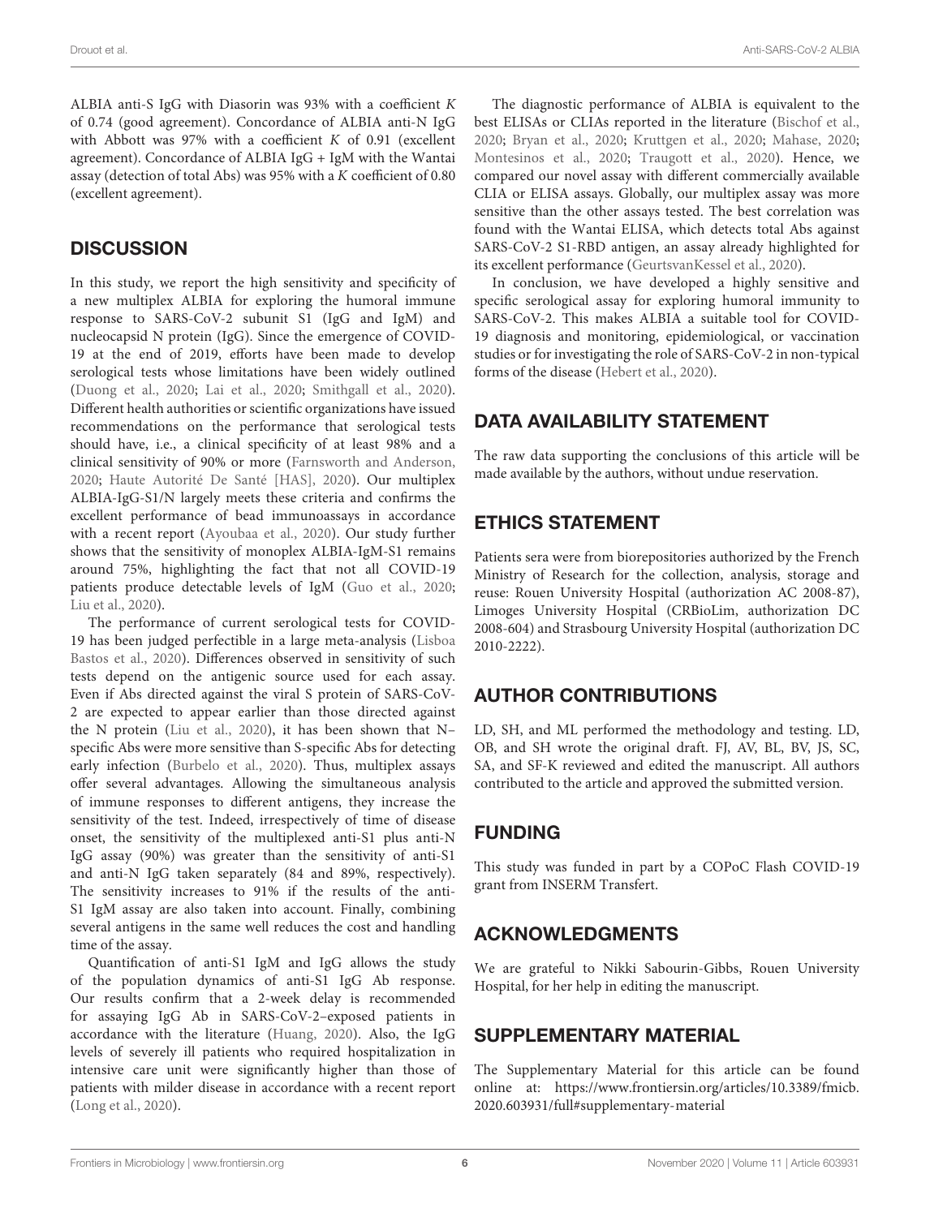ALBIA anti-S IgG with Diasorin was 93% with a coefficient $K$ of 0.74 (good agreement). Concordance of ALBIA anti-N IgG with Abbott was 97% with a coefficient $K$ of 0.91 (excellent agreement). Concordance of ALBIA IgG + IgM with the Wantai assay (detection of total Abs) was 95% with a $K$ coefficient of 0.80 (excellent agreement).

## DISCUSSION

In this study, we report the high sensitivity and specificity of a new multiplex ALBIA for exploring the humoral immune response to SARS-CoV-2 subunit S1 (IgG and IgM) and nucleocapsid N protein (IgG). Since the emergence of COVID-19 at the end of 2019, efforts have been made to develop serological tests whose limitations have been widely outlined (Duong et al., 2020; Lai et al., 2020; Smithgall et al., 2020). Different health authorities or scientific organizations have issued recommendations on the performance that serological tests should have, i.e., a clinical specificity of at least 98% and a clinical sensitivity of 90% or more (Farnsworth and Anderson, 2020; Haute Autorité De Santé [HAS], 2020). Our multiplex ALBIA-IgG-S1/N largely meets these criteria and confirms the excellent performance of bead immunoassays in accordance with a recent report (Ayoubaa et al., 2020). Our study further shows that the sensitivity of monoplex ALBIA-IgM-S1 remains around 75%, highlighting the fact that not all COVID-19 patients produce detectable levels of IgM (Guo et al., 2020; Liu et al., 2020).

The performance of current serological tests for COVID-19 has been judged perfectible in a large meta-analysis (Lisboa Bastos et al., 2020). Differences observed in sensitivity of such tests depend on the antigenic source used for each assay. Even if Abs directed against the viral S protein of SARS-CoV-2 are expected to appear earlier than those directed against the N protein (Liu et al., 2020), it has been shown that N–specific Abs were more sensitive than S-specific Abs for detecting early infection (Burbelo et al., 2020). Thus, multiplex assays offer several advantages. Allowing the simultaneous analysis of immune responses to different antigens, they increase the sensitivity of the test. Indeed, irrespectively of time of disease onset, the sensitivity of the multiplexed anti-S1 plus anti-N IgG assay (90%) was greater than the sensitivity of anti-S1 and anti-N IgG taken separately (84 and 89%, respectively). The sensitivity increases to 91% if the results of the anti-S1 IgM assay are also taken into account. Finally, combining several antigens in the same well reduces the cost and handling time of the assay.

Quantification of anti-S1 IgM and IgG allows the study of the population dynamics of anti-S1 IgG Ab response. Our results confirm that a 2-week delay is recommended for assaying IgG Ab in SARS-CoV-2–exposed patients in accordance with the literature (Huang, 2020). Also, the IgG levels of severely ill patients who required hospitalization in intensive care unit were significantly higher than those of patients with milder disease in accordance with a recent report (Long et al., 2020).

The diagnostic performance of ALBIA is equivalent to the best ELISAs or CLIAs reported in the literature (Bischof et al., 2020; Bryan et al., 2020; Kruttgen et al., 2020; Mahase, 2020; Montesinos et al., 2020; Traugott et al., 2020). Hence, we compared our novel assay with different commercially available CLIA or ELISA assays. Globally, our multiplex assay was more sensitive than the other assays tested. The best correlation was found with the Wantai ELISA, which detects total Abs against SARS-CoV-2 S1-RBD antigen, an assay already highlighted for its excellent performance (GeurtsvanKessel et al., 2020).

In conclusion, we have developed a highly sensitive and specific serological assay for exploring humoral immunity to SARS-CoV-2. This makes ALBIA a suitable tool for COVID-19 diagnosis and monitoring, epidemiological, or vaccination studies or for investigating the role of SARS-CoV-2 in non-typical forms of the disease (Hebert et al., 2020).

## DATA AVAILABILITY STATEMENT

The raw data supporting the conclusions of this article will be made available by the authors, without undue reservation.

## ETHICS STATEMENT

Patients sera were from biorepositories authorized by the French Ministry of Research for the collection, analysis, storage and reuse: Rouen University Hospital (authorization AC 2008-87), Limoges University Hospital (CRBioLim, authorization DC 2008-604) and Strasbourg University Hospital (authorization DC 2010-2222).

## AUTHOR CONTRIBUTIONS

LD, SH, and ML performed the methodology and testing. LD, OB, and SH wrote the original draft. FJ, AV, BL, BV, JS, SC, SA, and SF-K reviewed and edited the manuscript. All authors contributed to the article and approved the submitted version.

## FUNDING

This study was funded in part by a COPoC Flash COVID-19 grant from INSERM Transfert.

## ACKNOWLEDGMENTS

We are grateful to Nikki Sabourin-Gibbs, Rouen University Hospital, for her help in editing the manuscript.

## SUPPLEMENTARY MATERIAL

The Supplementary Material for this article can be found online at: https://www.frontiersin.org/articles/10.3389/fmicb.2020.603931/full#supplementary-material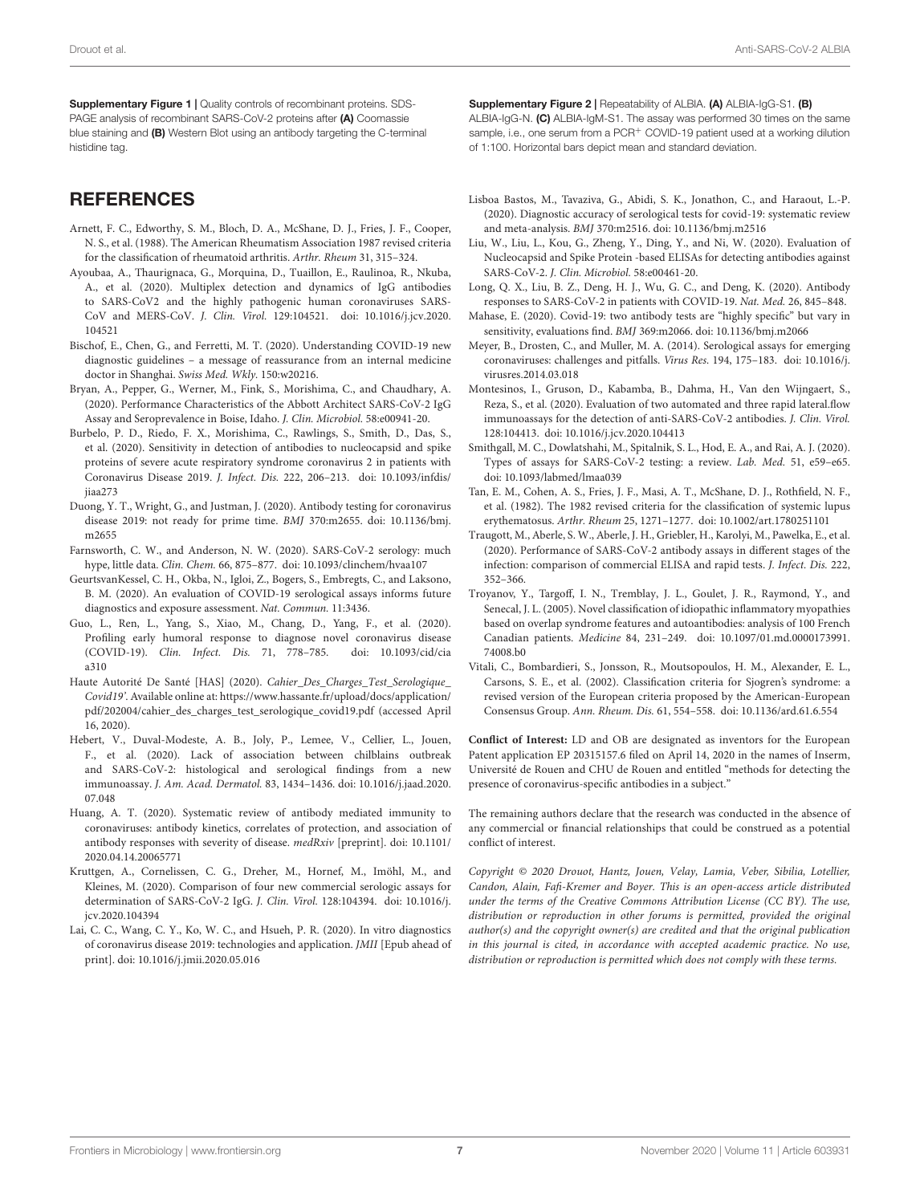**Supplementary Figure 1 |** Quality controls of recombinant proteins. SDS-PAGE analysis of recombinant SARS-CoV-2 proteins after **(A)** Coomassie blue staining and **(B)** Western Blot using an antibody targeting the C-terminal histidine tag.

**Supplementary Figure 2 |** Repeatability of ALBIA. **(A)** ALBIA-IgG-S1. **(B)** ALBIA-IgG-N. **(C)** ALBIA-IgM-S1. The assay was performed 30 times on the same sample, i.e., one serum from a PCR$^+$ COVID-19 patient used at a working dilution of 1:100. Horizontal bars depict mean and standard deviation.

## REFERENCES

Arnett, F. C., Edworthy, S. M., Bloch, D. A., McShane, D. J., Fries, J. F., Cooper, N. S., et al. (1988). The American Rheumatism Association 1987 revised criteria for the classification of rheumatoid arthritis. *Arthr. Rheum* 31, 315–324.

Ayoubaa, A., Thaurignaca, G., Morquina, D., Tuaillon, E., Raulinoa, R., Nkuba, A., et al. (2020). Multiplex detection and dynamics of IgG antibodies to SARS-CoV2 and the highly pathogenic human coronaviruses SARS-CoV and MERS-CoV. *J. Clin. Virol.* 129:104521. doi: 10.1016/j.jcv.2020.104521

Bischof, E., Chen, G., and Ferretti, M. T. (2020). Understanding COVID-19 new diagnostic guidelines – a message of reassurance from an internal medicine doctor in Shanghai. *Swiss Med. Wkly.* 150:w20216.

Bryan, A., Pepper, G., Werner, M., Fink, S., Morishima, C., and Chaudhary, A. (2020). Performance Characteristics of the Abbott Architect SARS-CoV-2 IgG Assay and Seroprevalence in Boise, Idaho. *J. Clin. Microbiol.* 58:e00941-20.

Burbelo, P. D., Riedo, F. X., Morishima, C., Rawlings, S., Smith, D., Das, S., et al. (2020). Sensitivity in detection of antibodies to nucleocapsid and spike proteins of severe acute respiratory syndrome coronavirus 2 in patients with Coronavirus Disease 2019. *J. Infect. Dis.* 222, 206–213. doi: 10.1093/infdis/jiaa273

Duong, Y. T., Wright, G., and Justman, J. (2020). Antibody testing for coronavirus disease 2019: not ready for prime time. *BMJ* 370:m2655. doi: 10.1136/bmj.m2655

Farnsworth, C. W., and Anderson, N. W. (2020). SARS-CoV-2 serology: much hype, little data. *Clin. Chem.* 66, 875–877. doi: 10.1093/clinchem/hvaa107

GeurtsvanKessel, C. H., Okba, N., Igloi, Z., Bogers, S., Embregts, C., and Laksono, B. M. (2020). An evaluation of COVID-19 serological assays informs future diagnostics and exposure assessment. *Nat. Commun.* 11:3436.

Guo, L., Ren, L., Yang, S., Xiao, M., Chang, D., Yang, F., et al. (2020). Profiling early humoral response to diagnose novel coronavirus disease (COVID-19). *Clin. Infect. Dis.* 71, 778–785. doi: 10.1093/cid/ciaa310

Haute Autorité De Santé [HAS] (2020). *Cahier_Des_Charges_Test_Serologique_Covid19'.* Available online at: https://www.hassante.fr/upload/docs/application/pdf/202004/cahier_des_charges_test_serologique_covid19.pdf (accessed April 16, 2020).

Hebert, V., Duval-Modeste, A. B., Joly, P., Lemee, V., Cellier, L., Jouen, F., et al. (2020). Lack of association between chilblains outbreak and SARS-CoV-2: histological and serological findings from a new immunoassay. *J. Am. Acad. Dermatol.* 83, 1434–1436. doi: 10.1016/j.jaad.2020.07.048

Huang, A. T. (2020). Systematic review of antibody mediated immunity to coronaviruses: antibody kinetics, correlates of protection, and association of antibody responses with severity of disease. *medRxiv* [preprint]. doi: 10.1101/2020.04.14.20065771

Kruttgen, A., Cornelissen, C. G., Dreher, M., Hornef, M., Imöhl, M., and Kleines, M. (2020). Comparison of four new commercial serologic assays for determination of SARS-CoV-2 IgG. *J. Clin. Virol.* 128:104394. doi: 10.1016/j.jcv.2020.104394

Lai, C. C., Wang, C. Y., Ko, W. C., and Hsueh, P. R. (2020). In vitro diagnostics of coronavirus disease 2019: technologies and application. *JMII* [Epub ahead of print]. doi: 10.1016/j.jmii.2020.05.016

Lisboa Bastos, M., Tavaziva, G., Abidi, S. K., Jonathon, C., and Haraout, L.-P. (2020). Diagnostic accuracy of serological tests for covid-19: systematic review and meta-analysis. *BMJ* 370:m2516. doi: 10.1136/bmj.m2516

Liu, W., Liu, L., Kou, G., Zheng, Y., Ding, Y., and Ni, W. (2020). Evaluation of Nucleocapsid and Spike Protein -based ELISAs for detecting antibodies against SARS-CoV-2. *J. Clin. Microbiol.* 58:e00461-20.

Long, Q. X., Liu, B. Z., Deng, H. J., Wu, G. C., and Deng, K. (2020). Antibody responses to SARS-CoV-2 in patients with COVID-19. *Nat. Med.* 26, 845–848.

Mahase, E. (2020). Covid-19: two antibody tests are "highly specific" but vary in sensitivity, evaluations find. *BMJ* 369:m2066. doi: 10.1136/bmj.m2066

Meyer, B., Drosten, C., and Muller, M. A. (2014). Serological assays for emerging coronaviruses: challenges and pitfalls. *Virus Res.* 194, 175–183. doi: 10.1016/j.virusres.2014.03.018

Montesinos, I., Gruson, D., Kabamba, B., Dahma, H., Van den Wijngaert, S., Reza, S., et al. (2020). Evaluation of two automated and three rapid lateral.flow immunoassays for the detection of anti-SARS-CoV-2 antibodies. *J. Clin. Virol.* 128:104413. doi: 10.1016/j.jcv.2020.104413

Smithgall, M. C., Dowlatshahi, M., Spitalnik, S. L., Hod, E. A., and Rai, A. J. (2020). Types of assays for SARS-CoV-2 testing: a review. *Lab. Med.* 51, e59–e65. doi: 10.1093/labmed/lmaa039

Tan, E. M., Cohen, A. S., Fries, J. F., Masi, A. T., McShane, D. J., Rothfield, N. F., et al. (1982). The 1982 revised criteria for the classification of systemic lupus erythematosus. *Arthr. Rheum* 25, 1271–1277. doi: 10.1002/art.1780251101

Traugott, M., Aberle, S. W., Aberle, J. H., Griebler, H., Karolyi, M., Pawelka, E., et al. (2020). Performance of SARS-CoV-2 antibody assays in different stages of the infection: comparison of commercial ELISA and rapid tests. *J. Infect. Dis.* 222, 352–366.

Troyanov, Y., Targoff, I. N., Tremblay, J. L., Goulet, J. R., Raymond, Y., and Senecal, J. L. (2005). Novel classification of idiopathic inflammatory myopathies based on overlap syndrome features and autoantibodies: analysis of 100 French Canadian patients. *Medicine* 84, 231–249. doi: 10.1097/01.md.0000173991.74008.b0

Vitali, C., Bombardieri, S., Jonsson, R., Moutsopoulos, H. M., Alexander, E. L., Carsons, S. E., et al. (2002). Classification criteria for Sjogren's syndrome: a revised version of the European criteria proposed by the American-European Consensus Group. *Ann. Rheum. Dis.* 61, 554–558. doi: 10.1136/ard.61.6.554

**Conflict of Interest:** LD and OB are designated as inventors for the European Patent application EP 20315157.6 filed on April 14, 2020 in the names of Inserm, Université de Rouen and CHU de Rouen and entitled "methods for detecting the presence of coronavirus-specific antibodies in a subject."

The remaining authors declare that the research was conducted in the absence of any commercial or financial relationships that could be construed as a potential conflict of interest.

*Copyright © 2020 Drouot, Hantz, Jouen, Velay, Lamia, Veber, Sibilia, Lotellier, Candon, Alain, Fafi-Kremer and Boyer. This is an open-access article distributed under the terms of the Creative Commons Attribution License (CC BY). The use, distribution or reproduction in other forums is permitted, provided the original author(s) and the copyright owner(s) are credited and that the original publication in this journal is cited, in accordance with accepted academic practice. No use, distribution or reproduction is permitted which does not comply with these terms.*